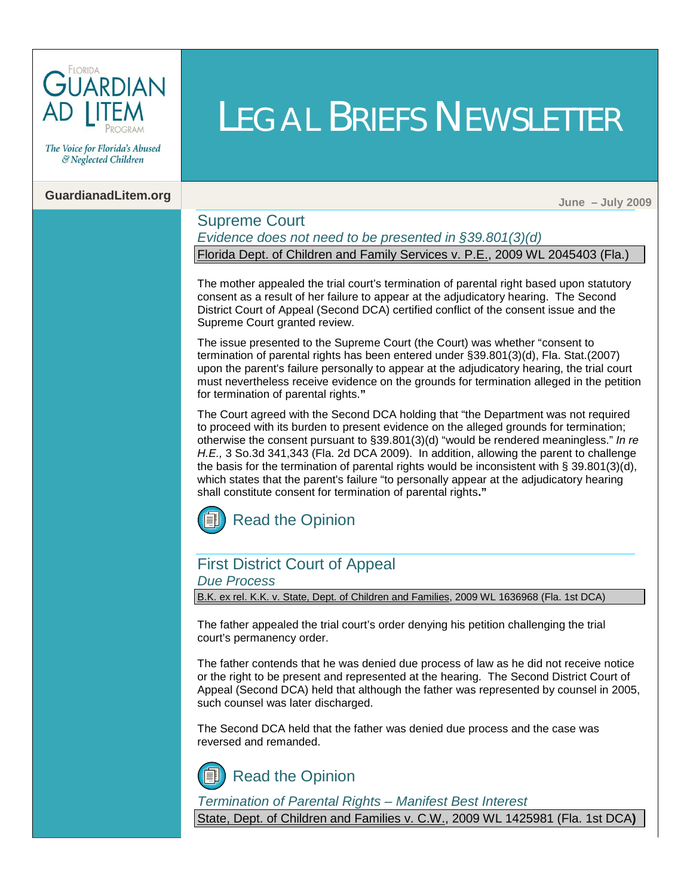# LEGAL BRIEFS NEWSLETTER

Florida Guardian ad Litem Program

*The Voice for Florida's Abused & Neglected Children*

GuardianadLitem.org

June – July 2009

## Supreme Court

*Evidence does not need to be presented in §39.801(3)(d)*

Florida Dept. of Children and Family Services v. P.E., 2009 WL 2045403 (Fla.)

The mother appealed the trial court's termination of parental right based upon statutory consent as a result of her failure to appear at the adjudicatory hearing. The Second District Court of Appeal (Second DCA) certified conflict of the consent issue and the Supreme Court granted review.

The issue presented to the Supreme Court (the Court) was whether "consent to termination of parental rights has been entered under §39.801(3)(d), Fla. Stat.(2007) upon the parent's failure personally to appear at the adjudicatory hearing, the trial court must nevertheless receive evidence on the grounds for termination alleged in the petition for termination of parental rights."

The Court agreed with the Second DCA holding that "the Department was not required to proceed with its burden to present evidence on the alleged grounds for termination; otherwise the consent pursuant to §39.801(3)(d) "would be rendered meaningless." *In re H.E.,* 3 So.3d 341,343 (Fla. 2d DCA 2009). In addition, allowing the parent to challenge the basis for the termination of parental rights would be inconsistent with § 39.801(3)(d), which states that the parent's failure "to personally appear at the adjudicatory hearing shall constitute consent for termination of parental rights**."**

Read the Opinion

## First District Court of Appeal

*Due Process*

B.K. ex rel. K.K. v. State, Dept. of Children and Families, 2009 WL 1636968 (Fla. 1st DCA)

The father appealed the trial court's order denying his petition challenging the trial court's permanency order.

The father contends that he was denied due process of law as he did not receive notice or the right to be present and represented at the hearing. The Second District Court of Appeal (Second DCA) held that although the father was represented by counsel in 2005, such counsel was later discharged.

The Second DCA held that the father was denied due process and the case was reversed and remanded.

Read the Opinion

*Termination of Parental Rights – Manifest Best Interest*

State, Dept. of Children and Families v. C.W., 2009 WL 1425981 (Fla. 1st DCA**)**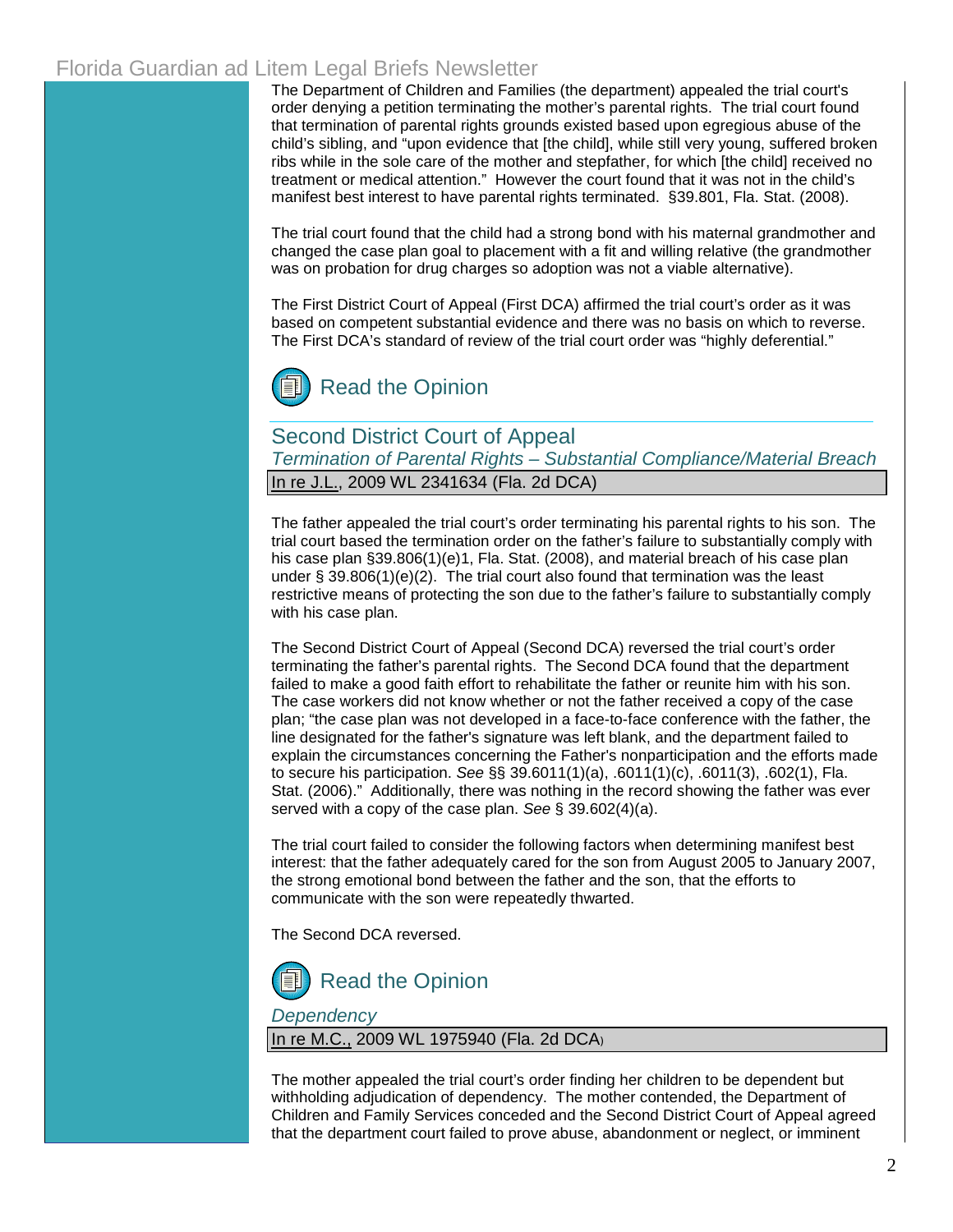The Department of Children and Families (the department) appealed the trial court's order denying a petition terminating the mother's parental rights. The trial court found that termination of parental rights grounds existed based upon egregious abuse of the child's sibling, and "upon evidence that [the child], while still very young, suffered broken ribs while in the sole care of the mother and stepfather, for which [the child] received no treatment or medical attention." However the court found that it was not in the child's manifest best interest to have parental rights terminated. §39.801, Fla. Stat. (2008).

The trial court found that the child had a strong bond with his maternal grandmother and changed the case plan goal to placement with a fit and willing relative (the grandmother was on probation for drug charges so adoption was not a viable alternative).

The First District Court of Appeal (First DCA) affirmed the trial court's order as it was based on competent substantial evidence and there was no basis on which to reverse. The First DCA's standard of review of the trial court order was "highly deferential."

Read the Opinion

## Second District Court of Appeal

### *Termination of Parental Rights – Substantial Compliance/Material Breach*

In re J.L., 2009 WL 2341634 (Fla. 2d DCA)

The father appealed the trial court's order terminating his parental rights to his son. The trial court based the termination order on the father's failure to substantially comply with his case plan §39.806(1)(e)1, Fla. Stat. (2008), and material breach of his case plan under § 39.806(1)(e)(2). The trial court also found that termination was the least restrictive means of protecting the son due to the father's failure to substantially comply with his case plan.

The Second District Court of Appeal (Second DCA) reversed the trial court's order terminating the father's parental rights. The Second DCA found that the department failed to make a good faith effort to rehabilitate the father or reunite him with his son. The case workers did not know whether or not the father received a copy of the case plan; "the case plan was not developed in a face-to-face conference with the father, the line designated for the father's signature was left blank, and the department failed to explain the circumstances concerning the Father's nonparticipation and the efforts made to secure his participation. *See* §§ 39.6011(1)(a), .6011(1)(c), .6011(3), .602(1), Fla. Stat. (2006)." Additionally, there was nothing in the record showing the father was ever served with a copy of the case plan. *See* § 39.602(4)(a).

The trial court failed to consider the following factors when determining manifest best interest: that the father adequately cared for the son from August 2005 to January 2007, the strong emotional bond between the father and the son, that the efforts to communicate with the son were repeatedly thwarted.

The Second DCA reversed.

Read the Opinion

### *Dependency*

In re M.C., 2009 WL 1975940 (Fla. 2d DCA)

The mother appealed the trial court's order finding her children to be dependent but withholding adjudication of dependency. The mother contended, the Department of Children and Family Services conceded and the Second District Court of Appeal agreed that the department court failed to prove abuse, abandonment or neglect, or imminent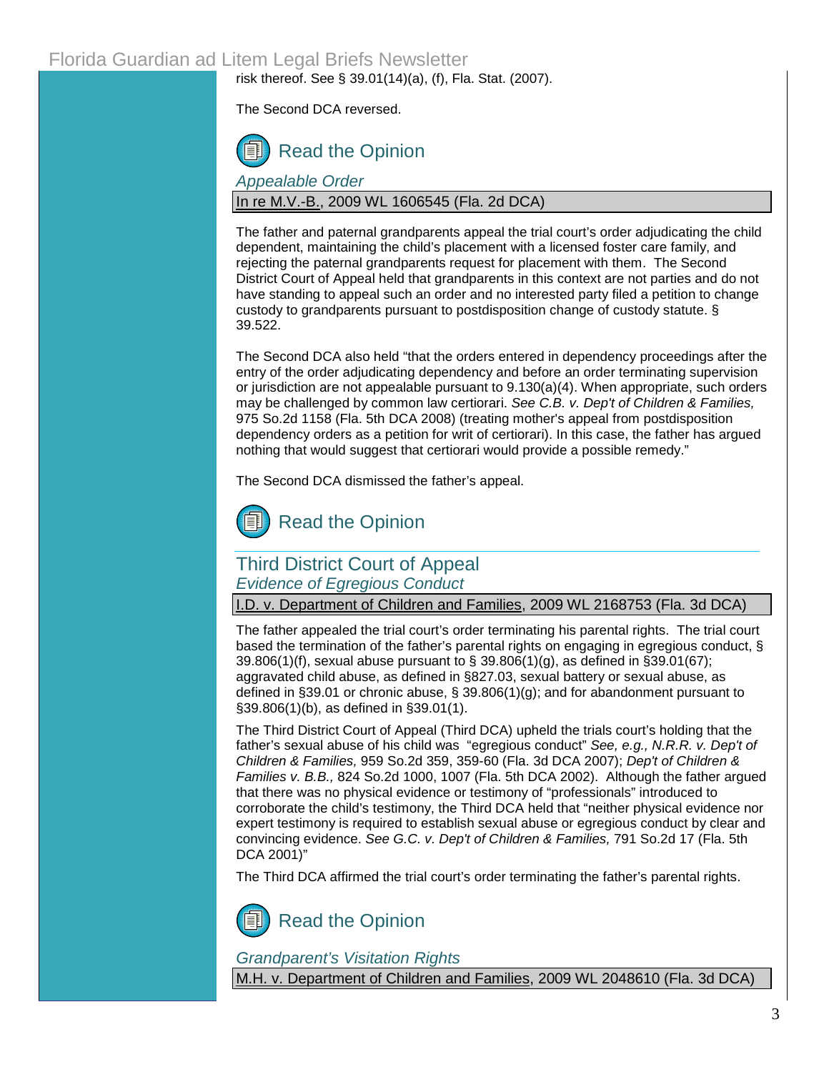risk thereof. See § 39.01(14)(a), (f), Fla. Stat. (2007).

The Second DCA reversed.

Read the Opinion

*Appealable Order*

In re M.V.-B., 2009 WL 1606545 (Fla. 2d DCA)

The father and paternal grandparents appeal the trial court's order adjudicating the child dependent, maintaining the child's placement with a licensed foster care family, and rejecting the paternal grandparents request for placement with them. The Second District Court of Appeal held that grandparents in this context are not parties and do not have standing to appeal such an order and no interested party filed a petition to change custody to grandparents pursuant to postdisposition change of custody statute. § 39.522.

The Second DCA also held "that the orders entered in dependency proceedings after the entry of the order adjudicating dependency and before an order terminating supervision or jurisdiction are not appealable pursuant to 9.130(a)(4). When appropriate, such orders may be challenged by common law certiorari. *See C.B. v. Dep't of Children & Families,* 975 So.2d 1158 (Fla. 5th DCA 2008) (treating mother's appeal from postdisposition dependency orders as a petition for writ of certiorari). In this case, the father has argued nothing that would suggest that certiorari would provide a possible remedy."

The Second DCA dismissed the father's appeal.

Read the Opinion

## Third District Court of Appeal

*Evidence of Egregious Conduct*

I.D. v. Department of Children and Families, 2009 WL 2168753 (Fla. 3d DCA)

The father appealed the trial court's order terminating his parental rights. The trial court based the termination of the father's parental rights on engaging in egregious conduct, § 39.806(1)(f), sexual abuse pursuant to § 39.806(1)(g), as defined in §39.01(67); aggravated child abuse, as defined in §827.03, sexual battery or sexual abuse, as defined in §39.01 or chronic abuse, § 39.806(1)(g); and for abandonment pursuant to §39.806(1)(b), as defined in §39.01(1).

The Third District Court of Appeal (Third DCA) upheld the trials court's holding that the father's sexual abuse of his child was "egregious conduct" *See, e.g., N.R.R. v. Dep't of Children & Families,* 959 So.2d 359, 359-60 (Fla. 3d DCA 2007); *Dep't of Children & Families v. B.B.,* 824 So.2d 1000, 1007 (Fla. 5th DCA 2002). Although the father argued that there was no physical evidence or testimony of "professionals" introduced to corroborate the child's testimony, the Third DCA held that "neither physical evidence nor expert testimony is required to establish sexual abuse or egregious conduct by clear and convincing evidence. *See G.C. v. Dep't of Children & Families,* 791 So.2d 17 (Fla. 5th DCA 2001)"

The Third DCA affirmed the trial court's order terminating the father's parental rights.

Read the Opinion

*Grandparent's Visitation Rights*

M.H. v. Department of Children and Families, 2009 WL 2048610 (Fla. 3d DCA)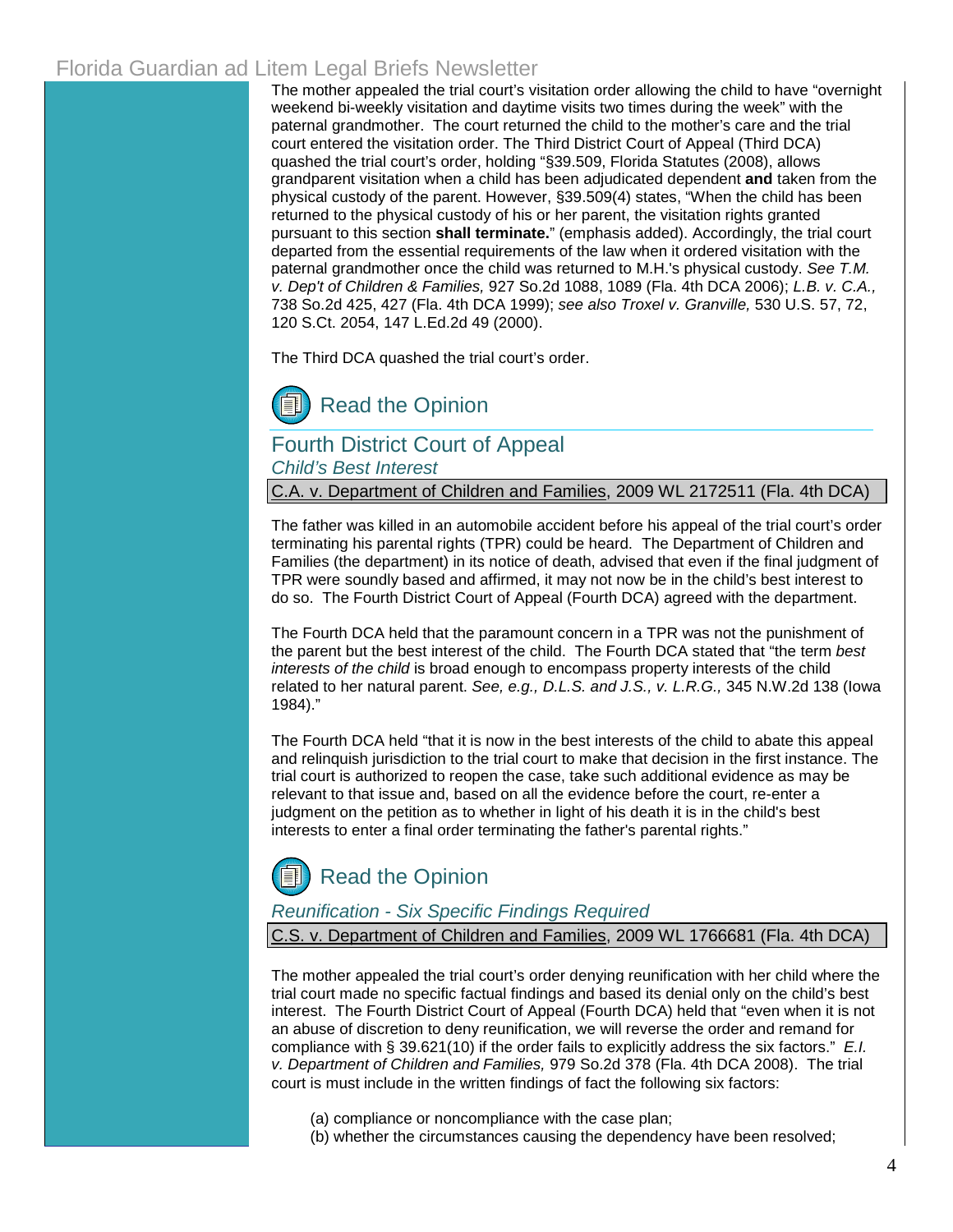The mother appealed the trial court's visitation order allowing the child to have "overnight weekend bi-weekly visitation and daytime visits two times during the week" with the paternal grandmother. The court returned the child to the mother's care and the trial court entered the visitation order. The Third District Court of Appeal (Third DCA) quashed the trial court's order, holding "§39.509, Florida Statutes (2008), allows grandparent visitation when a child has been adjudicated dependent **and** taken from the physical custody of the parent. However, §39.509(4) states, "When the child has been returned to the physical custody of his or her parent, the visitation rights granted pursuant to this section **shall terminate.**" (emphasis added). Accordingly, the trial court departed from the essential requirements of the law when it ordered visitation with the paternal grandmother once the child was returned to M.H.'s physical custody. *See T.M. v. Dep't of Children & Families,* 927 So.2d 1088, 1089 (Fla. 4th DCA 2006); *L.B. v. C.A.,* 738 So.2d 425, 427 (Fla. 4th DCA 1999); *see also Troxel v. Granville,* 530 U.S. 57, 72, 120 S.Ct. 2054, 147 L.Ed.2d 49 (2000).

The Third DCA quashed the trial court's order.

Read the Opinion

## Fourth District Court of Appeal

### *Child's Best Interest*

C.A. v. Department of Children and Families, 2009 WL 2172511 (Fla. 4th DCA)

The father was killed in an automobile accident before his appeal of the trial court's order terminating his parental rights (TPR) could be heard. The Department of Children and Families (the department) in its notice of death, advised that even if the final judgment of TPR were soundly based and affirmed, it may not now be in the child's best interest to do so. The Fourth District Court of Appeal (Fourth DCA) agreed with the department.

The Fourth DCA held that the paramount concern in a TPR was not the punishment of the parent but the best interest of the child. The Fourth DCA stated that "the term *best interests of the child* is broad enough to encompass property interests of the child related to her natural parent. *See, e.g., D.L.S. and J.S., v. L.R.G.,* 345 N.W.2d 138 (Iowa 1984)."

The Fourth DCA held "that it is now in the best interests of the child to abate this appeal and relinquish jurisdiction to the trial court to make that decision in the first instance. The trial court is authorized to reopen the case, take such additional evidence as may be relevant to that issue and, based on all the evidence before the court, re-enter a judgment on the petition as to whether in light of his death it is in the child's best interests to enter a final order terminating the father's parental rights."

Read the Opinion

### *Reunification - Six Specific Findings Required*

C.S. v. Department of Children and Families, 2009 WL 1766681 (Fla. 4th DCA)

The mother appealed the trial court's order denying reunification with her child where the trial court made no specific factual findings and based its denial only on the child's best interest. The Fourth District Court of Appeal (Fourth DCA) held that "even when it is not an abuse of discretion to deny reunification, we will reverse the order and remand for compliance with § 39.621(10) if the order fails to explicitly address the six factors." *E.I. v. Department of Children and Families,* 979 So.2d 378 (Fla. 4th DCA 2008). The trial court is must include in the written findings of fact the following six factors:

(a) compliance or noncompliance with the case plan;
(b) whether the circumstances causing the dependency have been resolved;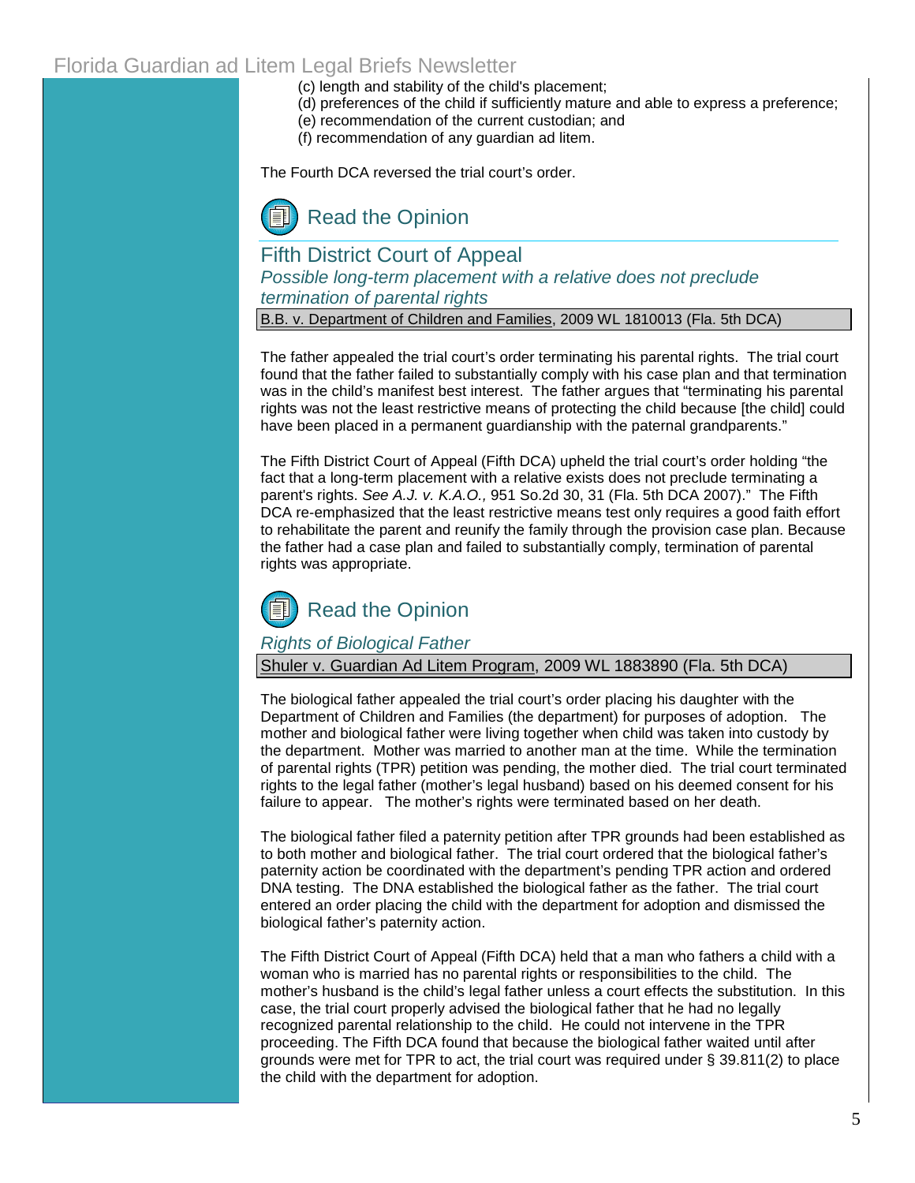(c) length and stability of the child's placement;
(d) preferences of the child if sufficiently mature and able to express a preference;
(e) recommendation of the current custodian; and
(f) recommendation of any guardian ad litem.

The Fourth DCA reversed the trial court's order.

Read the Opinion

## Fifth District Court of Appeal

### *Possible long-term placement with a relative does not preclude termination of parental rights*

B.B. v. Department of Children and Families, 2009 WL 1810013 (Fla. 5th DCA)

The father appealed the trial court's order terminating his parental rights. The trial court found that the father failed to substantially comply with his case plan and that termination was in the child's manifest best interest. The father argues that "terminating his parental rights was not the least restrictive means of protecting the child because [the child] could have been placed in a permanent guardianship with the paternal grandparents."

The Fifth District Court of Appeal (Fifth DCA) upheld the trial court's order holding "the fact that a long-term placement with a relative exists does not preclude terminating a parent's rights. *See A.J. v. K.A.O.,* 951 So.2d 30, 31 (Fla. 5th DCA 2007)." The Fifth DCA re-emphasized that the least restrictive means test only requires a good faith effort to rehabilitate the parent and reunify the family through the provision case plan. Because the father had a case plan and failed to substantially comply, termination of parental rights was appropriate.

Read the Opinion

### *Rights of Biological Father*

Shuler v. Guardian Ad Litem Program, 2009 WL 1883890 (Fla. 5th DCA)

The biological father appealed the trial court's order placing his daughter with the Department of Children and Families (the department) for purposes of adoption. The mother and biological father were living together when child was taken into custody by the department. Mother was married to another man at the time. While the termination of parental rights (TPR) petition was pending, the mother died. The trial court terminated rights to the legal father (mother's legal husband) based on his deemed consent for his failure to appear. The mother's rights were terminated based on her death.

The biological father filed a paternity petition after TPR grounds had been established as to both mother and biological father. The trial court ordered that the biological father's paternity action be coordinated with the department's pending TPR action and ordered DNA testing. The DNA established the biological father as the father. The trial court entered an order placing the child with the department for adoption and dismissed the biological father's paternity action.

The Fifth District Court of Appeal (Fifth DCA) held that a man who fathers a child with a woman who is married has no parental rights or responsibilities to the child. The mother's husband is the child's legal father unless a court effects the substitution. In this case, the trial court properly advised the biological father that he had no legally recognized parental relationship to the child. He could not intervene in the TPR proceeding. The Fifth DCA found that because the biological father waited until after grounds were met for TPR to act, the trial court was required under § 39.811(2) to place the child with the department for adoption.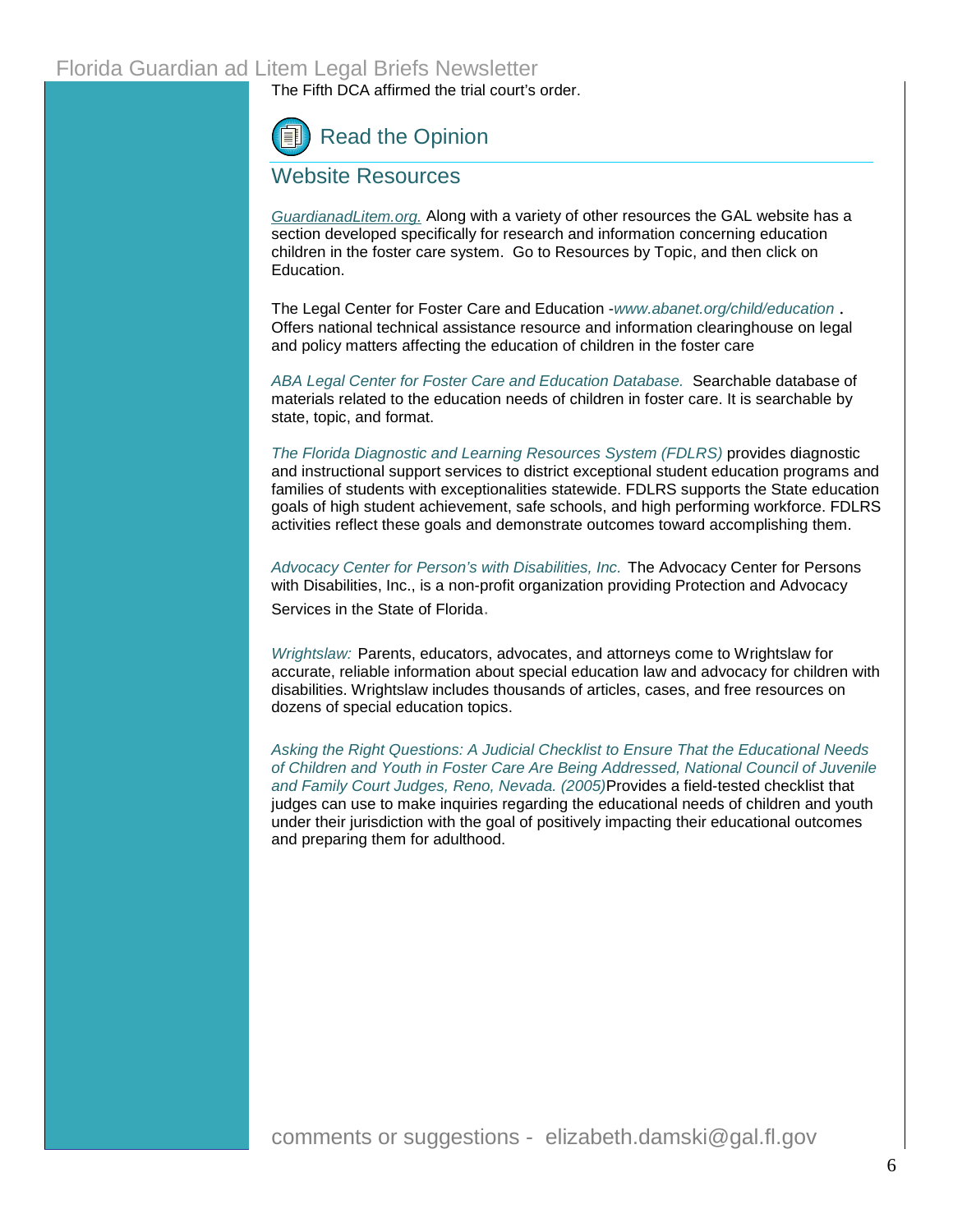The Fifth DCA affirmed the trial court's order.

Read the Opinion

## Website Resources

*GuardianadLitem.org.* Along with a variety of other resources the GAL website has a section developed specifically for research and information concerning education children in the foster care system. Go to Resources by Topic, and then click on Education.

The Legal Center for Foster Care and Education -*www.abanet.org/child/education* . Offers national technical assistance resource and information clearinghouse on legal and policy matters affecting the education of children in the foster care

*ABA Legal Center for Foster Care and Education Database.* Searchable database of materials related to the education needs of children in foster care. It is searchable by state, topic, and format.

*The Florida Diagnostic and Learning Resources System (FDLRS)* provides diagnostic and instructional support services to district exceptional student education programs and families of students with exceptionalities statewide. FDLRS supports the State education goals of high student achievement, safe schools, and high performing workforce. FDLRS activities reflect these goals and demonstrate outcomes toward accomplishing them.

*Advocacy Center for Person's with Disabilities, Inc.* The Advocacy Center for Persons with Disabilities, Inc., is a non-profit organization providing Protection and Advocacy Services in the State of Florida.

*Wrightslaw:* Parents, educators, advocates, and attorneys come to Wrightslaw for accurate, reliable information about special education law and advocacy for children with disabilities. Wrightslaw includes thousands of articles, cases, and free resources on dozens of special education topics.

*Asking the Right Questions: A Judicial Checklist to Ensure That the Educational Needs of Children and Youth in Foster Care Are Being Addressed, National Council of Juvenile and Family Court Judges, Reno, Nevada. (2005)*Provides a field-tested checklist that judges can use to make inquiries regarding the educational needs of children and youth under their jurisdiction with the goal of positively impacting their educational outcomes and preparing them for adulthood.

comments or suggestions - elizabeth.damski@gal.fl.gov